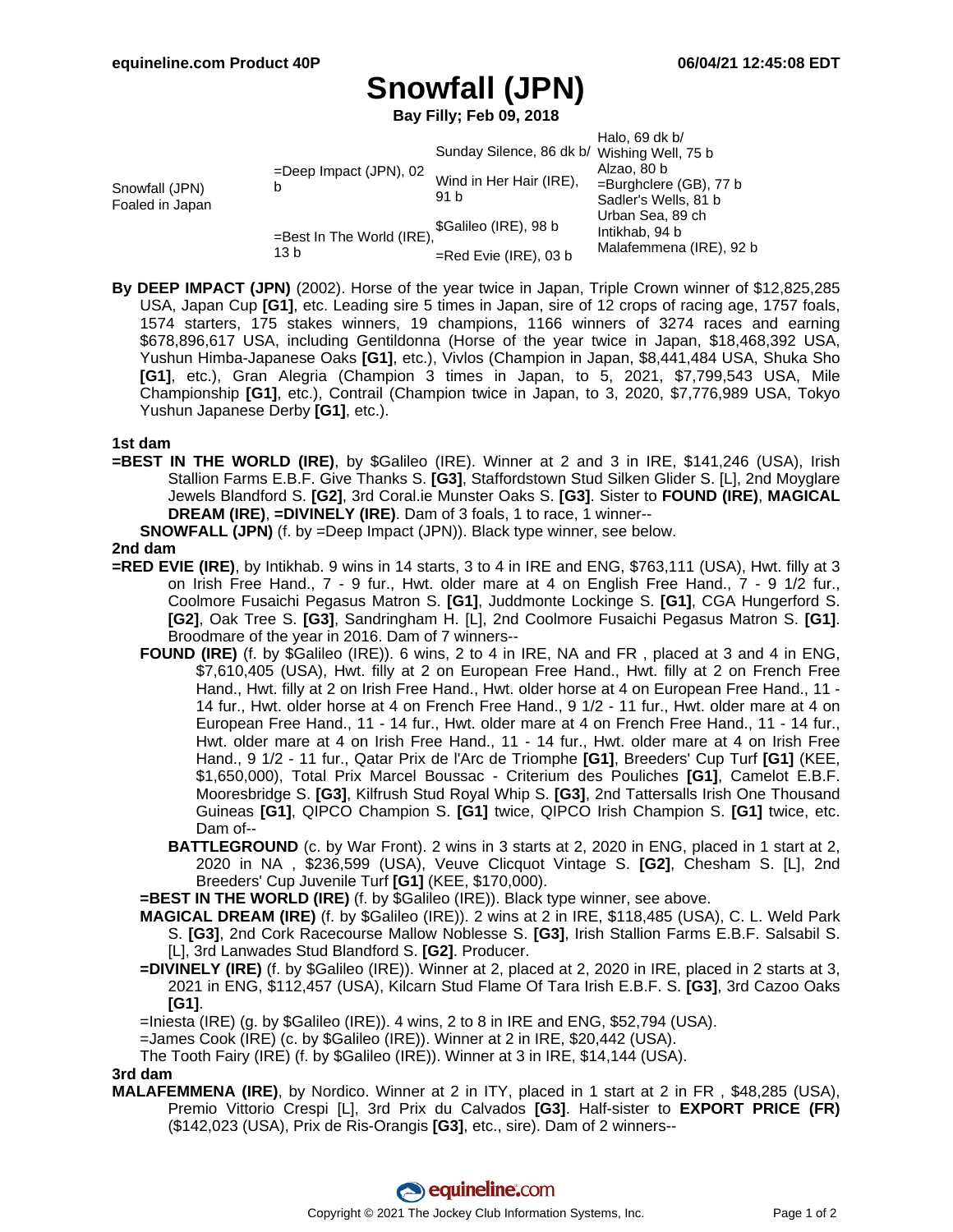# Snowfall (JPN)

**Bay Filly; Feb 09, 2018**

| | | | |
|---|---|---|---|
| Snowfall (JPN) Foaled in Japan | =Deep Impact (JPN), 02 b | Sunday Silence, 86 dk b/ | Halo, 69 dk b/ |
| | | | Wishing Well, 75 b |
| | | Wind in Her Hair (IRE), 91 b | Alzao, 80 b |
| | | | =Burghclere (GB), 77 b |
| | =Best In The World (IRE), 13 b | $Galileo (IRE), 98 b | Sadler's Wells, 81 b |
| | | | Urban Sea, 89 ch |
| | | =Red Evie (IRE), 03 b | Intikhab, 94 b |
| | | | Malafemmena (IRE), 92 b |

**By DEEP IMPACT (JPN)** (2002). Horse of the year twice in Japan, Triple Crown winner of $12,825,285 USA, Japan Cup **[G1]**, etc. Leading sire 5 times in Japan, sire of 12 crops of racing age, 1757 foals, 1574 starters, 175 stakes winners, 19 champions, 1166 winners of 3274 races and earning $678,896,617 USA, including Gentildonna (Horse of the year twice in Japan, $18,468,392 USA, Yushun Himba-Japanese Oaks **[G1]**, etc.), Vivlos (Champion in Japan, $8,441,484 USA, Shuka Sho **[G1]**, etc.), Gran Alegria (Champion 3 times in Japan, to 5, 2021, $7,799,543 USA, Mile Championship **[G1]**, etc.), Contrail (Champion twice in Japan, to 3, 2020, $7,776,989 USA, Tokyo Yushun Japanese Derby **[G1]**, etc.).

### 1st dam

**=BEST IN THE WORLD (IRE)**, by $Galileo (IRE). Winner at 2 and 3 in IRE, $141,246 (USA), Irish Stallion Farms E.B.F. Give Thanks S. **[G3]**, Staffordstown Stud Silken Glider S. [L], 2nd Moyglare Jewels Blandford S. **[G2]**, 3rd Coral.ie Munster Oaks S. **[G3]**. Sister to **FOUND (IRE)**, **MAGICAL DREAM (IRE)**, **=DIVINELY (IRE)**. Dam of 3 foals, 1 to race, 1 winner--

**SNOWFALL (JPN)** (f. by =Deep Impact (JPN)). Black type winner, see below.

### 2nd dam

**=RED EVIE (IRE)**, by Intikhab. 9 wins in 14 starts, 3 to 4 in IRE and ENG, $763,111 (USA), Hwt. filly at 3 on Irish Free Hand., 7 - 9 fur., Hwt. older mare at 4 on English Free Hand., 7 - 9 1/2 fur., Coolmore Fusaichi Pegasus Matron S. **[G1]**, Juddmonte Lockinge S. **[G1]**, CGA Hungerford S. **[G2]**, Oak Tree S. **[G3]**, Sandringham H. [L], 2nd Coolmore Fusaichi Pegasus Matron S. **[G1]**. Broodmare of the year in 2016. Dam of 7 winners--

**FOUND (IRE)** (f. by $Galileo (IRE)). 6 wins, 2 to 4 in IRE, NA and FR , placed at 3 and 4 in ENG, $7,610,405 (USA), Hwt. filly at 2 on European Free Hand., Hwt. filly at 2 on French Free Hand., Hwt. filly at 2 on Irish Free Hand., Hwt. older horse at 4 on European Free Hand., 11 - 14 fur., Hwt. older horse at 4 on French Free Hand., 9 1/2 - 11 fur., Hwt. older mare at 4 on European Free Hand., 11 - 14 fur., Hwt. older mare at 4 on French Free Hand., 11 - 14 fur., Hwt. older mare at 4 on Irish Free Hand., 11 - 14 fur., Hwt. older mare at 4 on Irish Free Hand., 9 1/2 - 11 fur., Qatar Prix de l'Arc de Triomphe **[G1]**, Breeders' Cup Turf **[G1]** (KEE, $1,650,000), Total Prix Marcel Boussac - Criterium des Pouliches **[G1]**, Camelot E.B.F. Mooresbridge S. **[G3]**, Kilfrush Stud Royal Whip S. **[G3]**, 2nd Tattersalls Irish One Thousand Guineas **[G1]**, QIPCO Champion S. **[G1]** twice, QIPCO Irish Champion S. **[G1]** twice, etc. Dam of--

**BATTLEGROUND** (c. by War Front). 2 wins in 3 starts at 2, 2020 in ENG, placed in 1 start at 2, 2020 in NA , $236,599 (USA), Veuve Clicquot Vintage S. **[G2]**, Chesham S. [L], 2nd Breeders' Cup Juvenile Turf **[G1]** (KEE, $170,000).

**=BEST IN THE WORLD (IRE)** (f. by $Galileo (IRE)). Black type winner, see above.

**MAGICAL DREAM (IRE)** (f. by $Galileo (IRE)). 2 wins at 2 in IRE, $118,485 (USA), C. L. Weld Park S. **[G3]**, 2nd Cork Racecourse Mallow Noblesse S. **[G3]**, Irish Stallion Farms E.B.F. Salsabil S. [L], 3rd Lanwades Stud Blandford S. **[G2]**. Producer.

**=DIVINELY (IRE)** (f. by $Galileo (IRE)). Winner at 2, placed at 2, 2020 in IRE, placed in 2 starts at 3, 2021 in ENG, $112,457 (USA), Kilcarn Stud Flame Of Tara Irish E.B.F. S. **[G3]**, 3rd Cazoo Oaks **[G1]**.

=Iniesta (IRE) (g. by $Galileo (IRE)). 4 wins, 2 to 8 in IRE and ENG, $52,794 (USA).

=James Cook (IRE) (c. by $Galileo (IRE)). Winner at 2 in IRE, $20,442 (USA).

The Tooth Fairy (IRE) (f. by $Galileo (IRE)). Winner at 3 in IRE, $14,144 (USA).

### 3rd dam

**MALAFEMMENA (IRE)**, by Nordico. Winner at 2 in ITY, placed in 1 start at 2 in FR , $48,285 (USA), Premio Vittorio Crespi [L], 3rd Prix du Calvados **[G3]**. Half-sister to **EXPORT PRICE (FR)** ($142,023 (USA), Prix de Ris-Orangis **[G3]**, etc., sire). Dam of 2 winners--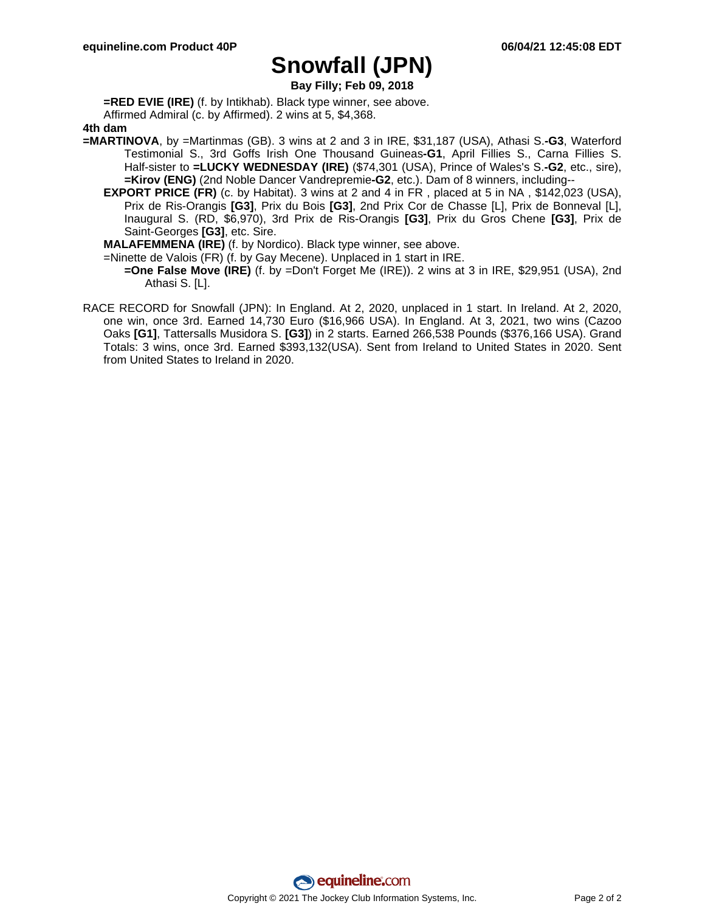# Snowfall (JPN)

**Bay Filly; Feb 09, 2018**

**=RED EVIE (IRE)** (f. by Intikhab). Black type winner, see above.
Affirmed Admiral (c. by Affirmed). 2 wins at 5, $4,368.

**4th dam**

**=MARTINOVA**, by =Martinmas (GB). 3 wins at 2 and 3 in IRE, $31,187 (USA), Athasi S.**-G3**, Waterford Testimonial S., 3rd Goffs Irish One Thousand Guineas**-G1**, April Fillies S., Carna Fillies S. Half-sister to **=LUCKY WEDNESDAY (IRE)** ($74,301 (USA), Prince of Wales's S.**-G2**, etc., sire), **=Kirov (ENG)** (2nd Noble Dancer Vandrepremie**-G2**, etc.). Dam of 8 winners, including--

**EXPORT PRICE (FR)** (c. by Habitat). 3 wins at 2 and 4 in FR , placed at 5 in NA , $142,023 (USA), Prix de Ris-Orangis **[G3]**, Prix du Bois **[G3]**, 2nd Prix Cor de Chasse [L], Prix de Bonneval [L], Inaugural S. (RD, $6,970), 3rd Prix de Ris-Orangis **[G3]**, Prix du Gros Chene **[G3]**, Prix de Saint-Georges **[G3]**, etc. Sire.

**MALAFEMMENA (IRE)** (f. by Nordico). Black type winner, see above.

=Ninette de Valois (FR) (f. by Gay Mecene). Unplaced in 1 start in IRE.

**=One False Move (IRE)** (f. by =Don't Forget Me (IRE)). 2 wins at 3 in IRE, $29,951 (USA), 2nd Athasi S. [L].

RACE RECORD for Snowfall (JPN): In England. At 2, 2020, unplaced in 1 start. In Ireland. At 2, 2020, one win, once 3rd. Earned 14,730 Euro ($16,966 USA). In England. At 3, 2021, two wins (Cazoo Oaks **[G1]**, Tattersalls Musidora S. **[G3]**) in 2 starts. Earned 266,538 Pounds ($376,166 USA). Grand Totals: 3 wins, once 3rd. Earned $393,132(USA). Sent from Ireland to United States in 2020. Sent from United States to Ireland in 2020.